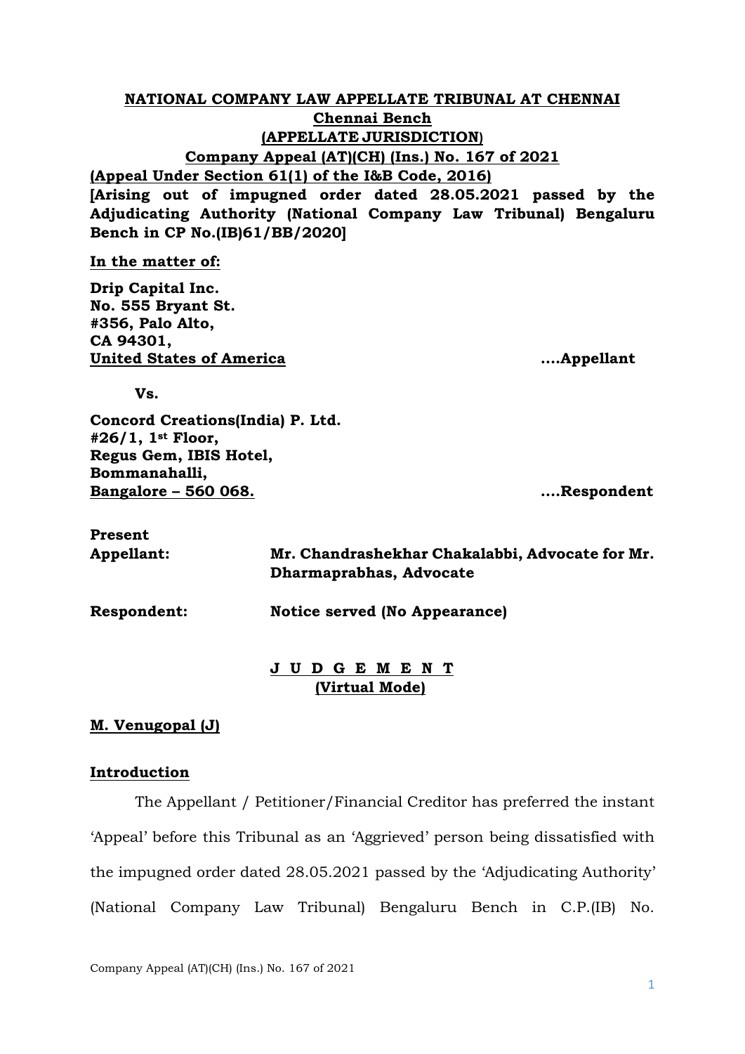**NATIONAL COMPANY LAW APPELLATE TRIBUNAL AT CHENNAI**
**Chennai Bench**
**(APPELLATE JURISDICTION)**
**Company Appeal (AT)(CH) (Ins.) No. 167 of 2021**

**(Appeal Under Section 61(1) of the I&B Code, 2016)**

**[Arising out of impugned order dated 28.05.2021 passed by the Adjudicating Authority (National Company Law Tribunal) Bengaluru Bench in CP No.(IB)61/BB/2020]**

**In the matter of:**

**Drip Capital Inc.**
**No. 555 Bryant St.**
**#356, Palo Alto,**
**CA 94301,**
**United States of America** ....**Appellant**

**Vs.**

**Concord Creations(India) P. Ltd.**
**#26/1, 1st Floor,**
**Regus Gem, IBIS Hotel,**
**Bommanahalli,**
**Bangalore – 560 068.** ....**Respondent**

**Present**

**Appellant:** **Mr. Chandrashekhar Chakalabbi, Advocate for Mr. Dharmaprabhas, Advocate**

**Respondent:** **Notice served (No Appearance)**

**J U D G E M E N T**
**(Virtual Mode)**

**M. Venugopal (J)**

**Introduction**

The Appellant / Petitioner/Financial Creditor has preferred the instant 'Appeal' before this Tribunal as an 'Aggrieved' person being dissatisfied with the impugned order dated 28.05.2021 passed by the 'Adjudicating Authority' (National Company Law Tribunal) Bengaluru Bench in C.P.(IB) No.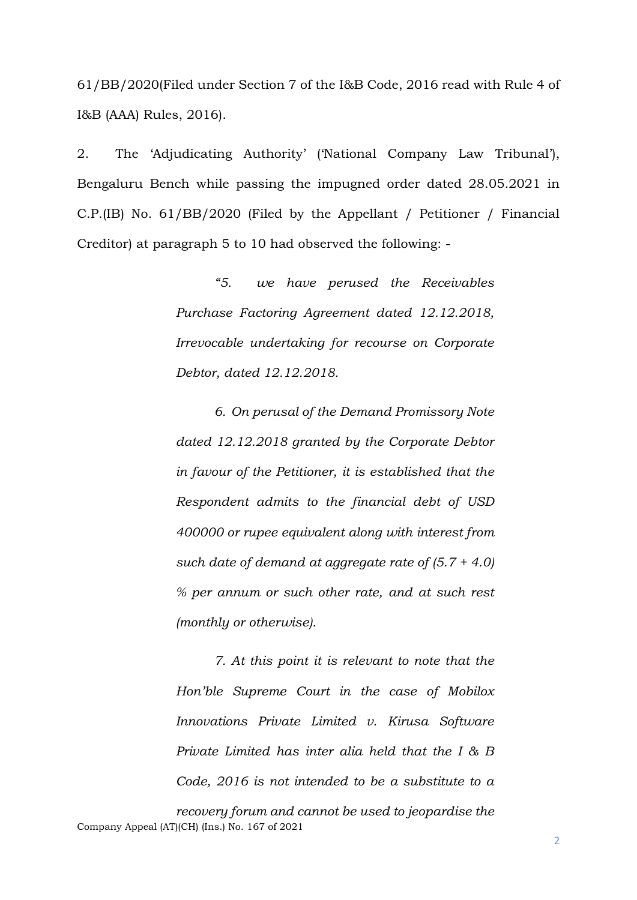61/BB/2020(Filed under Section 7 of the I&B Code, 2016 read with Rule 4 of I&B (AAA) Rules, 2016).

2. The 'Adjudicating Authority' ('National Company Law Tribunal'), Bengaluru Bench while passing the impugned order dated 28.05.2021 in C.P.(IB) No. 61/BB/2020 (Filed by the Appellant / Petitioner / Financial Creditor) at paragraph 5 to 10 had observed the following: -

> *"5. we have perused the Receivables Purchase Factoring Agreement dated 12.12.2018, Irrevocable undertaking for recourse on Corporate Debtor, dated 12.12.2018.*
>
> *6. On perusal of the Demand Promissory Note dated 12.12.2018 granted by the Corporate Debtor in favour of the Petitioner, it is established that the Respondent admits to the financial debt of USD 400000 or rupee equivalent along with interest from such date of demand at aggregate rate of (5.7 + 4.0) % per annum or such other rate, and at such rest (monthly or otherwise).*
>
> *7. At this point it is relevant to note that the Hon'ble Supreme Court in the case of Mobilox Innovations Private Limited v. Kirusa Software Private Limited has inter alia held that the I & B Code, 2016 is not intended to be a substitute to a recovery forum and cannot be used to jeopardise the*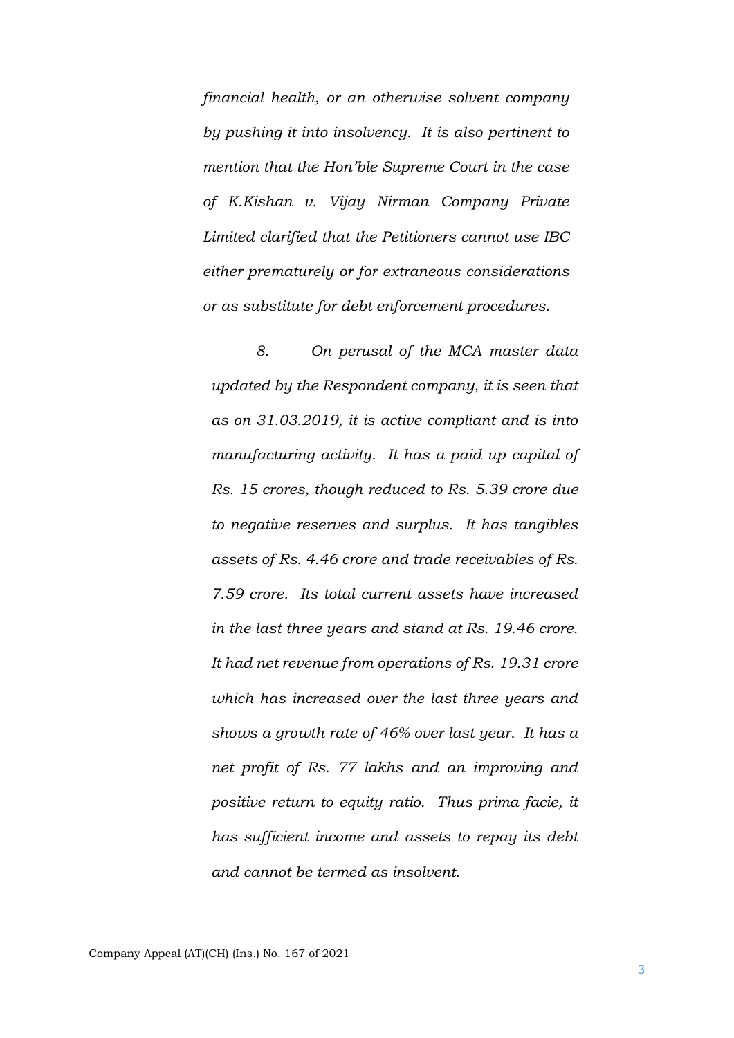*financial health, or an otherwise solvent company by pushing it into insolvency. It is also pertinent to mention that the Hon'ble Supreme Court in the case of K.Kishan v. Vijay Nirman Company Private Limited clarified that the Petitioners cannot use IBC either prematurely or for extraneous considerations or as substitute for debt enforcement procedures.*

*8. On perusal of the MCA master data updated by the Respondent company, it is seen that as on 31.03.2019, it is active compliant and is into manufacturing activity. It has a paid up capital of Rs. 15 crores, though reduced to Rs. 5.39 crore due to negative reserves and surplus. It has tangibles assets of Rs. 4.46 crore and trade receivables of Rs. 7.59 crore. Its total current assets have increased in the last three years and stand at Rs. 19.46 crore. It had net revenue from operations of Rs. 19.31 crore which has increased over the last three years and shows a growth rate of 46% over last year. It has a net profit of Rs. 77 lakhs and an improving and positive return to equity ratio. Thus prima facie, it has sufficient income and assets to repay its debt and cannot be termed as insolvent.*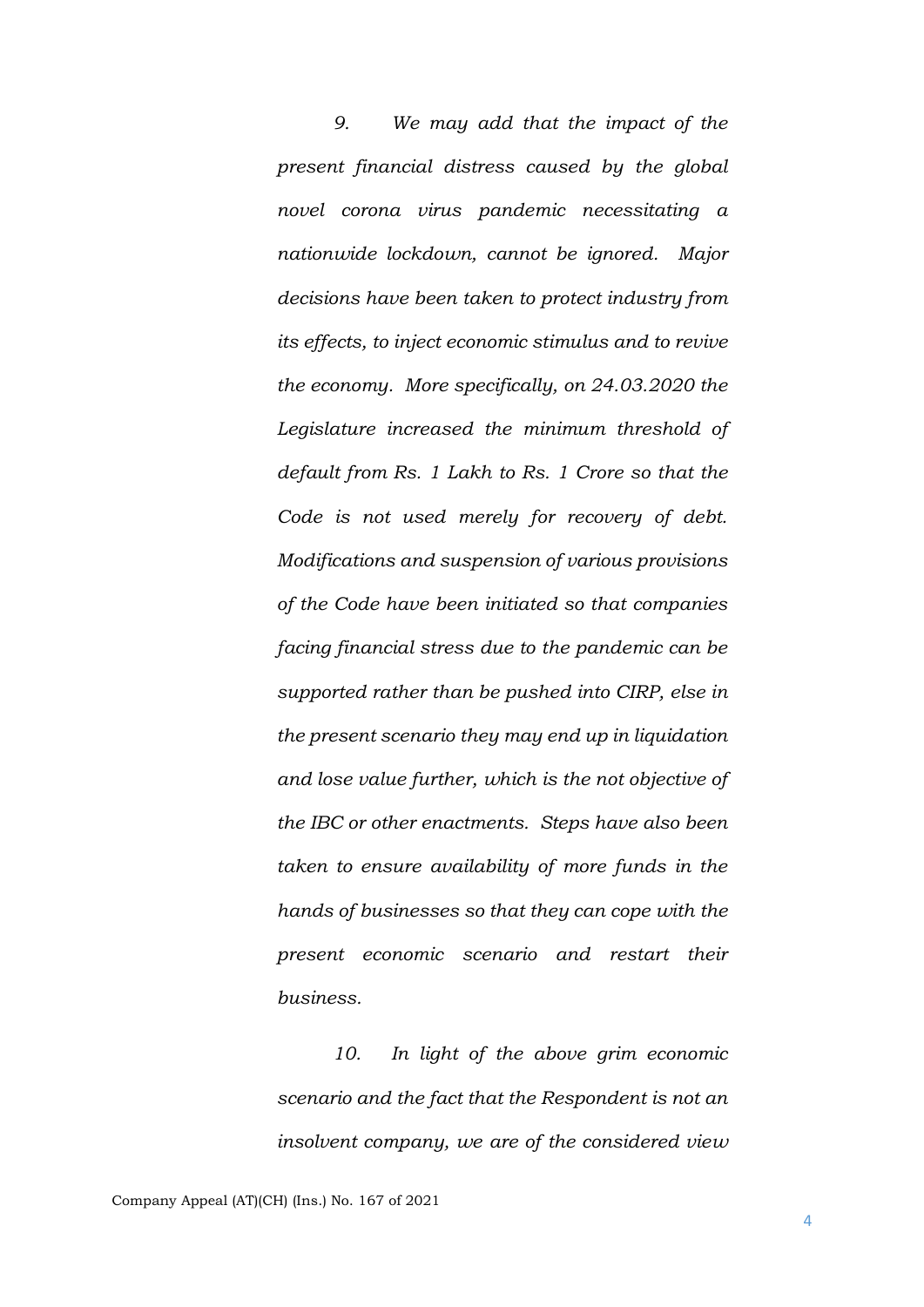*9. We may add that the impact of the present financial distress caused by the global novel corona virus pandemic necessitating a nationwide lockdown, cannot be ignored. Major decisions have been taken to protect industry from its effects, to inject economic stimulus and to revive the economy. More specifically, on 24.03.2020 the Legislature increased the minimum threshold of default from Rs. 1 Lakh to Rs. 1 Crore so that the Code is not used merely for recovery of debt. Modifications and suspension of various provisions of the Code have been initiated so that companies facing financial stress due to the pandemic can be supported rather than be pushed into CIRP, else in the present scenario they may end up in liquidation and lose value further, which is the not objective of the IBC or other enactments. Steps have also been taken to ensure availability of more funds in the hands of businesses so that they can cope with the present economic scenario and restart their business.*

*10. In light of the above grim economic scenario and the fact that the Respondent is not an insolvent company, we are of the considered view*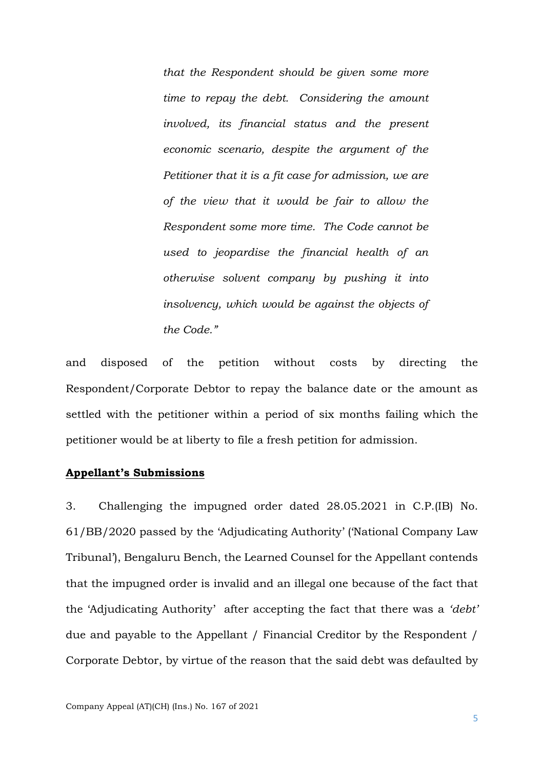> *that the Respondent should be given some more time to repay the debt. Considering the amount involved, its financial status and the present economic scenario, despite the argument of the Petitioner that it is a fit case for admission, we are of the view that it would be fair to allow the Respondent some more time. The Code cannot be used to jeopardise the financial health of an otherwise solvent company by pushing it into insolvency, which would be against the objects of the Code."*

and disposed of the petition without costs by directing the Respondent/Corporate Debtor to repay the balance date or the amount as settled with the petitioner within a period of six months failing which the petitioner would be at liberty to file a fresh petition for admission.

**Appellant's Submissions**

3. Challenging the impugned order dated 28.05.2021 in C.P.(IB) No. 61/BB/2020 passed by the 'Adjudicating Authority' ('National Company Law Tribunal'), Bengaluru Bench, the Learned Counsel for the Appellant contends that the impugned order is invalid and an illegal one because of the fact that the 'Adjudicating Authority' after accepting the fact that there was a *'debt'* due and payable to the Appellant / Financial Creditor by the Respondent / Corporate Debtor, by virtue of the reason that the said debt was defaulted by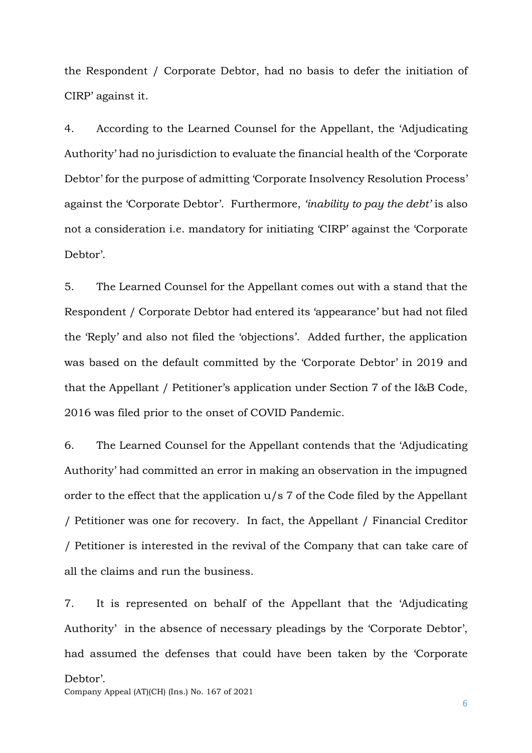the Respondent / Corporate Debtor, had no basis to defer the initiation of CIRP' against it.

4. According to the Learned Counsel for the Appellant, the 'Adjudicating Authority' had no jurisdiction to evaluate the financial health of the 'Corporate Debtor' for the purpose of admitting 'Corporate Insolvency Resolution Process' against the 'Corporate Debtor'. Furthermore, *'inability to pay the debt'* is also not a consideration i.e. mandatory for initiating 'CIRP' against the 'Corporate Debtor'.

5. The Learned Counsel for the Appellant comes out with a stand that the Respondent / Corporate Debtor had entered its 'appearance' but had not filed the 'Reply' and also not filed the 'objections'. Added further, the application was based on the default committed by the 'Corporate Debtor' in 2019 and that the Appellant / Petitioner's application under Section 7 of the I&B Code, 2016 was filed prior to the onset of COVID Pandemic.

6. The Learned Counsel for the Appellant contends that the 'Adjudicating Authority' had committed an error in making an observation in the impugned order to the effect that the application u/s 7 of the Code filed by the Appellant / Petitioner was one for recovery. In fact, the Appellant / Financial Creditor / Petitioner is interested in the revival of the Company that can take care of all the claims and run the business.

7. It is represented on behalf of the Appellant that the 'Adjudicating Authority' in the absence of necessary pleadings by the 'Corporate Debtor', had assumed the defenses that could have been taken by the 'Corporate Debtor'.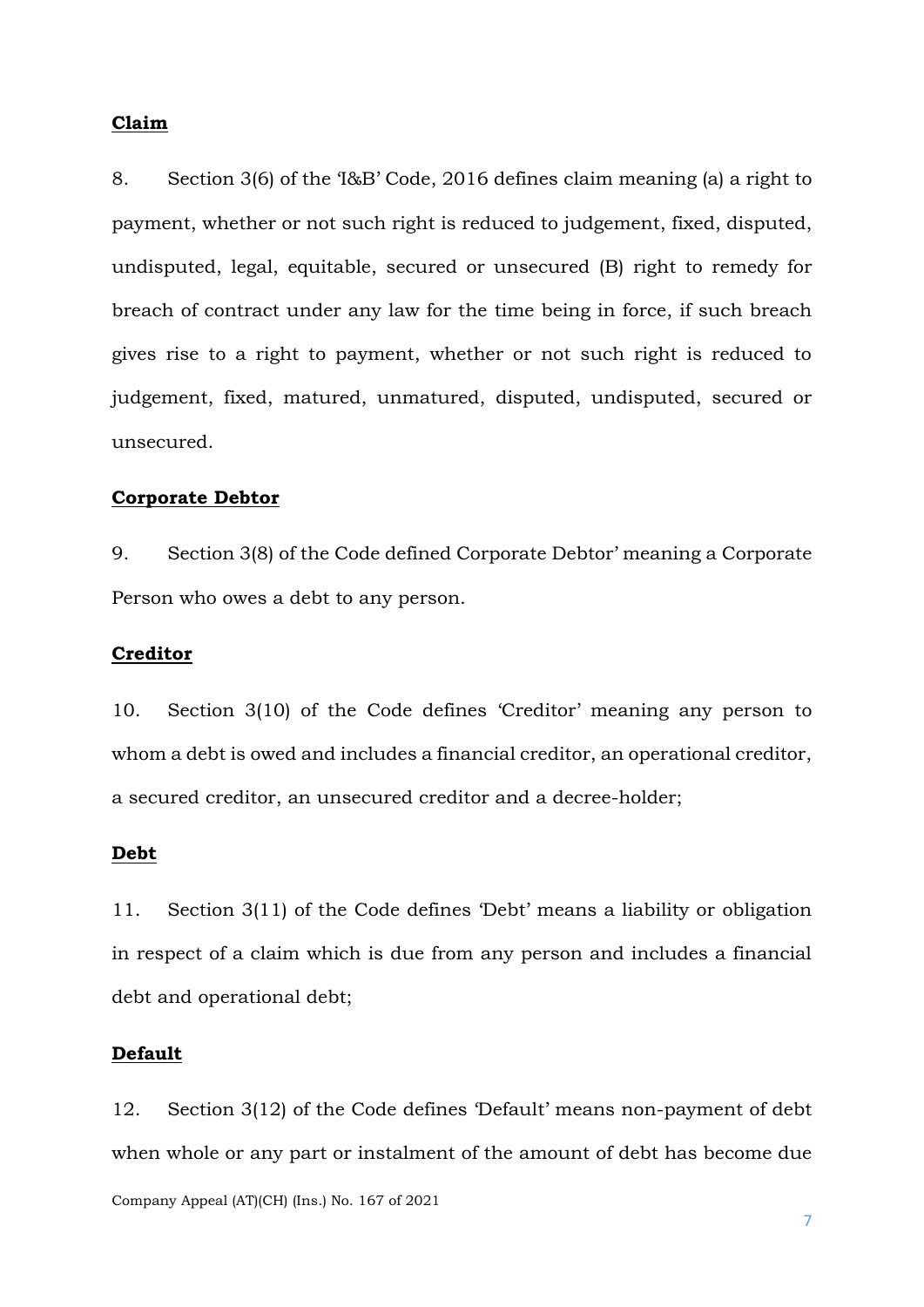**Claim**

8. Section 3(6) of the 'I&B' Code, 2016 defines claim meaning (a) a right to payment, whether or not such right is reduced to judgement, fixed, disputed, undisputed, legal, equitable, secured or unsecured (B) right to remedy for breach of contract under any law for the time being in force, if such breach gives rise to a right to payment, whether or not such right is reduced to judgement, fixed, matured, unmatured, disputed, undisputed, secured or unsecured.

**Corporate Debtor**

9. Section 3(8) of the Code defined Corporate Debtor' meaning a Corporate Person who owes a debt to any person.

**Creditor**

10. Section 3(10) of the Code defines 'Creditor' meaning any person to whom a debt is owed and includes a financial creditor, an operational creditor, a secured creditor, an unsecured creditor and a decree-holder;

**Debt**

11. Section 3(11) of the Code defines 'Debt' means a liability or obligation in respect of a claim which is due from any person and includes a financial debt and operational debt;

**Default**

12. Section 3(12) of the Code defines 'Default' means non-payment of debt when whole or any part or instalment of the amount of debt has become due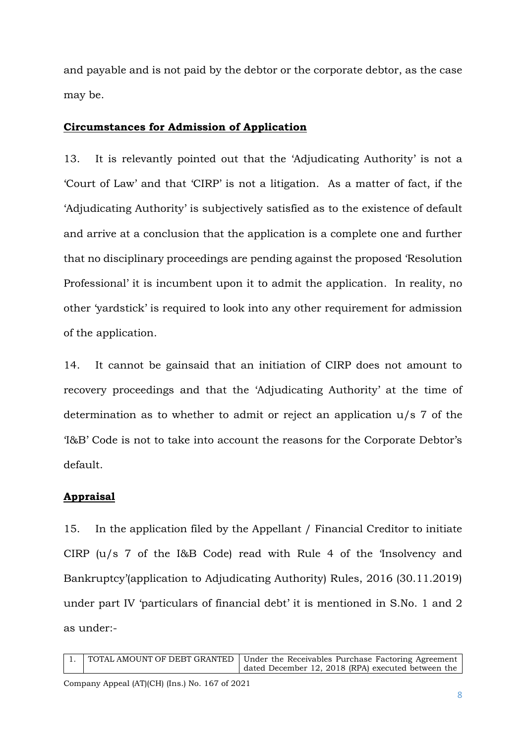and payable and is not paid by the debtor or the corporate debtor, as the case may be.

**Circumstances for Admission of Application**

13. It is relevantly pointed out that the 'Adjudicating Authority' is not a 'Court of Law' and that 'CIRP' is not a litigation. As a matter of fact, if the 'Adjudicating Authority' is subjectively satisfied as to the existence of default and arrive at a conclusion that the application is a complete one and further that no disciplinary proceedings are pending against the proposed 'Resolution Professional' it is incumbent upon it to admit the application. In reality, no other 'yardstick' is required to look into any other requirement for admission of the application.

14. It cannot be gainsaid that an initiation of CIRP does not amount to recovery proceedings and that the 'Adjudicating Authority' at the time of determination as to whether to admit or reject an application u/s 7 of the 'I&B' Code is not to take into account the reasons for the Corporate Debtor's default.

**Appraisal**

15. In the application filed by the Appellant / Financial Creditor to initiate CIRP (u/s 7 of the I&B Code) read with Rule 4 of the 'Insolvency and Bankruptcy'(application to Adjudicating Authority) Rules, 2016 (30.11.2019) under part IV 'particulars of financial debt' it is mentioned in S.No. 1 and 2 as under:-

| 1. | TOTAL AMOUNT OF DEBT GRANTED | Under the Receivables Purchase Factoring Agreement dated December 12, 2018 (RPA) executed between the |
|---|---|---|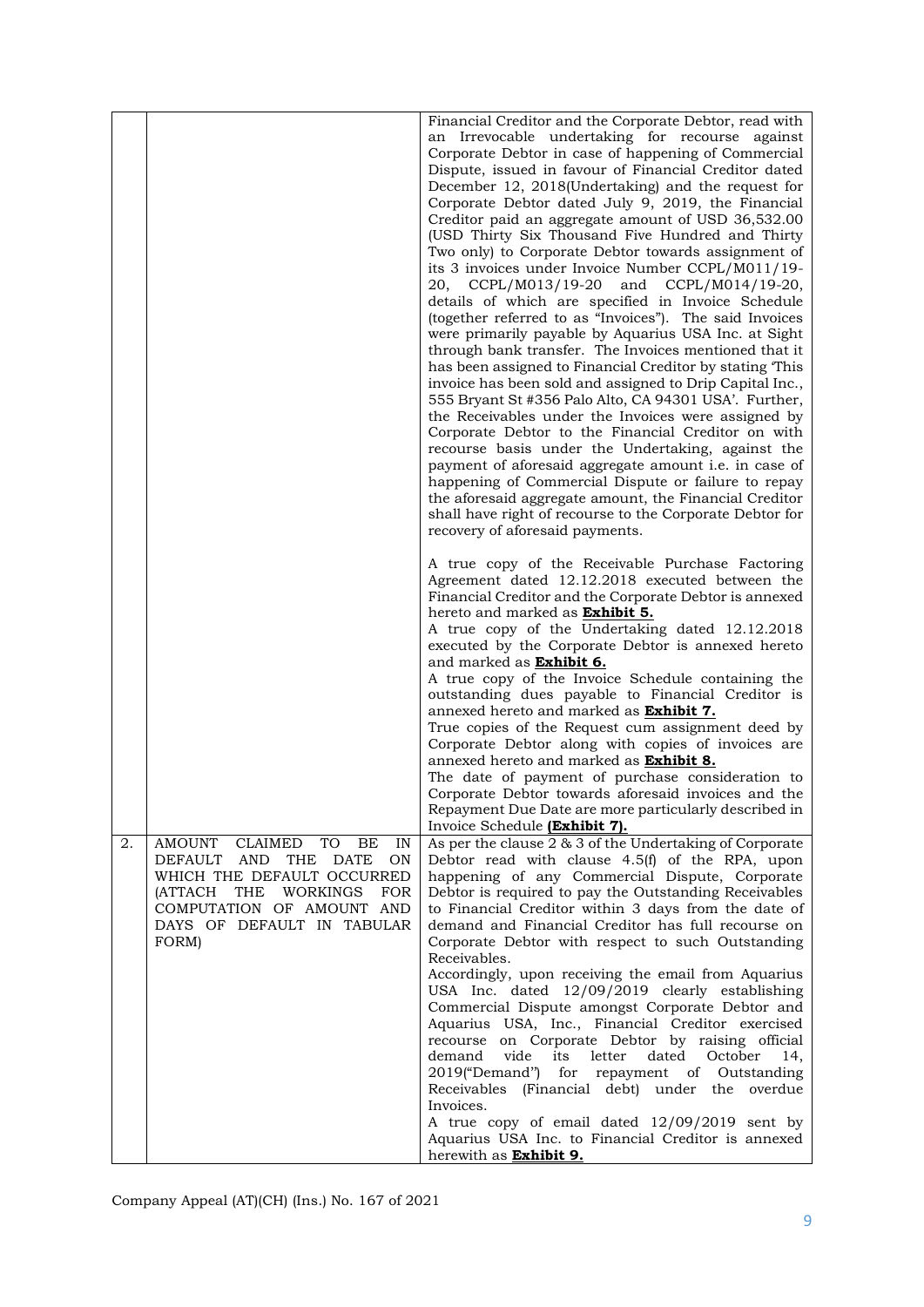| | | |
|---|---|---|
| | | Financial Creditor and the Corporate Debtor, read with an Irrevocable undertaking for recourse against Corporate Debtor in case of happening of Commercial Dispute, issued in favour of Financial Creditor dated December 12, 2018(Undertaking) and the request for Corporate Debtor dated July 9, 2019, the Financial Creditor paid an aggregate amount of USD 36,532.00 (USD Thirty Six Thousand Five Hundred and Thirty Two only) to Corporate Debtor towards assignment of its 3 invoices under Invoice Number CCPL/M011/19-20, CCPL/M013/19-20 and CCPL/M014/19-20, details of which are specified in Invoice Schedule (together referred to as "Invoices"). The said Invoices were primarily payable by Aquarius USA Inc. at Sight through bank transfer. The Invoices mentioned that it has been assigned to Financial Creditor by stating 'This invoice has been sold and assigned to Drip Capital Inc., 555 Bryant St #356 Palo Alto, CA 94301 USA'. Further, the Receivables under the Invoices were assigned by Corporate Debtor to the Financial Creditor on with recourse basis under the Undertaking, against the payment of aforesaid aggregate amount i.e. in case of happening of Commercial Dispute or failure to repay the aforesaid aggregate amount, the Financial Creditor shall have right of recourse to the Corporate Debtor for recovery of aforesaid payments.<br><br>A true copy of the Receivable Purchase Factoring Agreement dated 12.12.2018 executed between the Financial Creditor and the Corporate Debtor is annexed hereto and marked as **Exhibit 5.**<br>A true copy of the Undertaking dated 12.12.2018 executed by the Corporate Debtor is annexed hereto and marked as **Exhibit 6.**<br>A true copy of the Invoice Schedule containing the outstanding dues payable to Financial Creditor is annexed hereto and marked as **Exhibit 7.**<br>True copies of the Request cum assignment deed by Corporate Debtor along with copies of invoices are annexed hereto and marked as **Exhibit 8.**<br>The date of payment of purchase consideration to Corporate Debtor towards aforesaid invoices and the Repayment Due Date are more particularly described in Invoice Schedule **(Exhibit 7).** |
| 2. | AMOUNT CLAIMED TO BE IN DEFAULT AND THE DATE ON WHICH THE DEFAULT OCCURRED (ATTACH THE WORKINGS FOR COMPUTATION OF AMOUNT AND DAYS OF DEFAULT IN TABULAR FORM) | As per the clause 2 & 3 of the Undertaking of Corporate Debtor read with clause 4.5(f) of the RPA, upon happening of any Commercial Dispute, Corporate Debtor is required to pay the Outstanding Receivables to Financial Creditor within 3 days from the date of demand and Financial Creditor has full recourse on Corporate Debtor with respect to such Outstanding Receivables.<br>Accordingly, upon receiving the email from Aquarius USA Inc. dated 12/09/2019 clearly establishing Commercial Dispute amongst Corporate Debtor and Aquarius USA, Inc., Financial Creditor exercised recourse on Corporate Debtor by raising official demand vide its letter dated October 14, 2019("Demand") for repayment of Outstanding Receivables (Financial debt) under the overdue Invoices.<br>A true copy of email dated 12/09/2019 sent by Aquarius USA Inc. to Financial Creditor is annexed herewith as **Exhibit 9.** |

Company Appeal (AT)(CH) (Ins.) No. 167 of 2021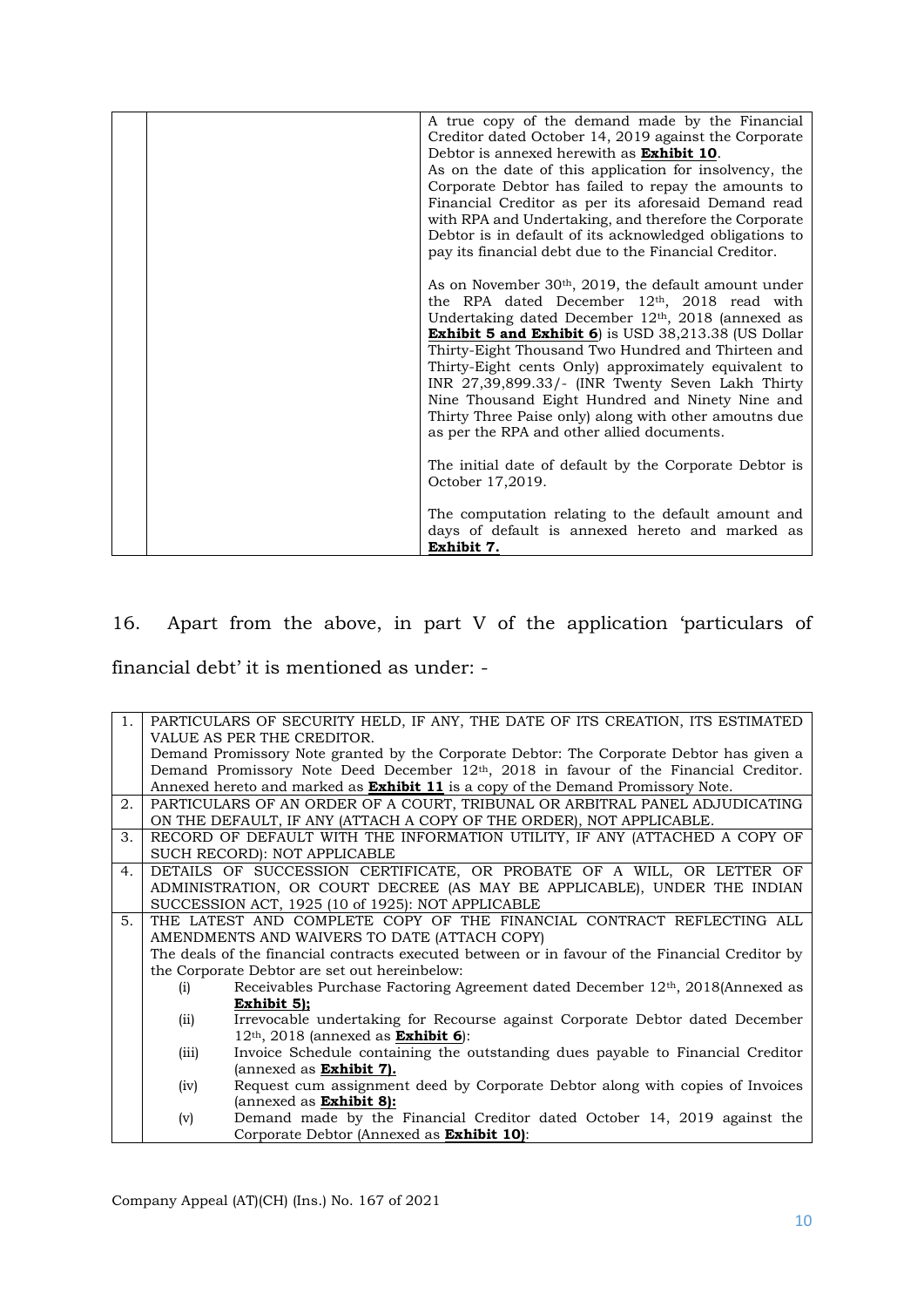| | | A true copy of the demand made by the Financial Creditor dated October 14, 2019 against the Corporate Debtor is annexed herewith as **Exhibit 10**.<br>As on the date of this application for insolvency, the Corporate Debtor has failed to repay the amounts to Financial Creditor as per its aforesaid Demand read with RPA and Undertaking, and therefore the Corporate Debtor is in default of its acknowledged obligations to pay its financial debt due to the Financial Creditor.<br><br>As on November 30th, 2019, the default amount under the RPA dated December 12th, 2018 read with Undertaking dated December 12th, 2018 (annexed as **Exhibit 5 and Exhibit 6**) is USD 38,213.38 (US Dollar Thirty-Eight Thousand Two Hundred and Thirteen and Thirty-Eight cents Only) approximately equivalent to INR 27,39,899.33/- (INR Twenty Seven Lakh Thirty Nine Thousand Eight Hundred and Ninety Nine and Thirty Three Paise only) along with other amoutns due as per the RPA and other allied documents.<br><br>The initial date of default by the Corporate Debtor is October 17,2019.<br><br>The computation relating to the default amount and days of default is annexed hereto and marked as **Exhibit 7.** |
|---|---|---|

16. Apart from the above, in part V of the application 'particulars of financial debt' it is mentioned as under: -

| 1. | PARTICULARS OF SECURITY HELD, IF ANY, THE DATE OF ITS CREATION, ITS ESTIMATED VALUE AS PER THE CREDITOR.<br>Demand Promissory Note granted by the Corporate Debtor: The Corporate Debtor has given a Demand Promissory Note Deed December 12th, 2018 in favour of the Financial Creditor. Annexed hereto and marked as **Exhibit 11** is a copy of the Demand Promissory Note. |
|---|---|
| 2. | PARTICULARS OF AN ORDER OF A COURT, TRIBUNAL OR ARBITRAL PANEL ADJUDICATING ON THE DEFAULT, IF ANY (ATTACH A COPY OF THE ORDER), NOT APPLICABLE. |
| 3. | RECORD OF DEFAULT WITH THE INFORMATION UTILITY, IF ANY (ATTACHED A COPY OF SUCH RECORD): NOT APPLICABLE |
| 4. | DETAILS OF SUCCESSION CERTIFICATE, OR PROBATE OF A WILL, OR LETTER OF ADMINISTRATION, OR COURT DECREE (AS MAY BE APPLICABLE), UNDER THE INDIAN SUCCESSION ACT, 1925 (10 of 1925): NOT APPLICABLE |
| 5. | THE LATEST AND COMPLETE COPY OF THE FINANCIAL CONTRACT REFLECTING ALL AMENDMENTS AND WAIVERS TO DATE (ATTACH COPY)<br>The deals of the financial contracts executed between or in favour of the Financial Creditor by the Corporate Debtor are set out hereinbelow:<br>(i) Receivables Purchase Factoring Agreement dated December 12th, 2018(Annexed as **Exhibit 5);**<br>(ii) Irrevocable undertaking for Recourse against Corporate Debtor dated December 12th, 2018 (annexed as **Exhibit 6**):<br>(iii) Invoice Schedule containing the outstanding dues payable to Financial Creditor (annexed as **Exhibit 7).**<br>(iv) Request cum assignment deed by Corporate Debtor along with copies of Invoices (annexed as **Exhibit 8):**<br>(v) Demand made by the Financial Creditor dated October 14, 2019 against the Corporate Debtor (Annexed as **Exhibit 10)**: |

Company Appeal (AT)(CH) (Ins.) No. 167 of 2021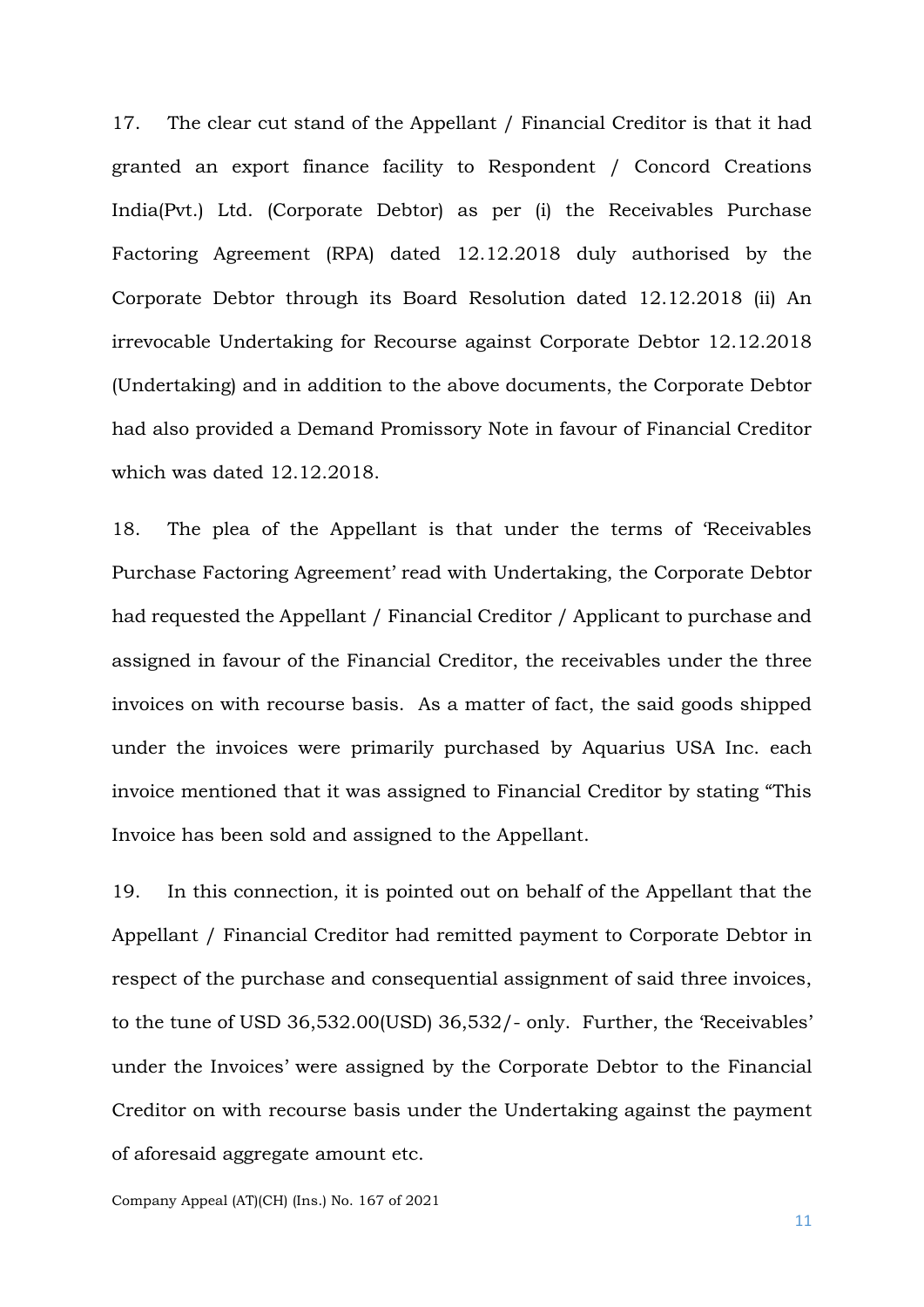17. The clear cut stand of the Appellant / Financial Creditor is that it had granted an export finance facility to Respondent / Concord Creations India(Pvt.) Ltd. (Corporate Debtor) as per (i) the Receivables Purchase Factoring Agreement (RPA) dated 12.12.2018 duly authorised by the Corporate Debtor through its Board Resolution dated 12.12.2018 (ii) An irrevocable Undertaking for Recourse against Corporate Debtor 12.12.2018 (Undertaking) and in addition to the above documents, the Corporate Debtor had also provided a Demand Promissory Note in favour of Financial Creditor which was dated 12.12.2018.

18. The plea of the Appellant is that under the terms of 'Receivables Purchase Factoring Agreement' read with Undertaking, the Corporate Debtor had requested the Appellant / Financial Creditor / Applicant to purchase and assigned in favour of the Financial Creditor, the receivables under the three invoices on with recourse basis. As a matter of fact, the said goods shipped under the invoices were primarily purchased by Aquarius USA Inc. each invoice mentioned that it was assigned to Financial Creditor by stating "This Invoice has been sold and assigned to the Appellant.

19. In this connection, it is pointed out on behalf of the Appellant that the Appellant / Financial Creditor had remitted payment to Corporate Debtor in respect of the purchase and consequential assignment of said three invoices, to the tune of USD 36,532.00(USD) 36,532/- only. Further, the 'Receivables' under the Invoices' were assigned by the Corporate Debtor to the Financial Creditor on with recourse basis under the Undertaking against the payment of aforesaid aggregate amount etc.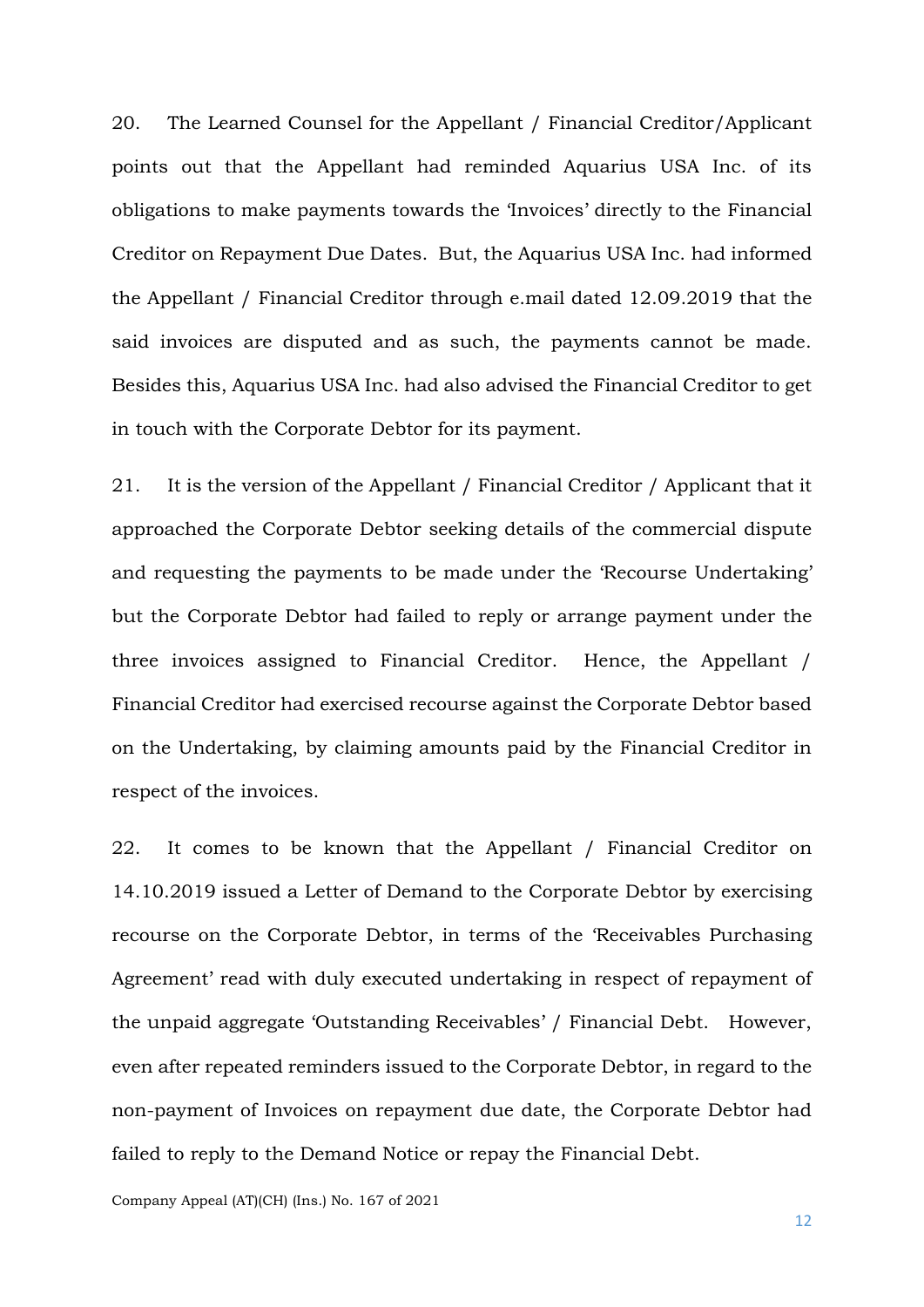20. The Learned Counsel for the Appellant / Financial Creditor/Applicant points out that the Appellant had reminded Aquarius USA Inc. of its obligations to make payments towards the 'Invoices' directly to the Financial Creditor on Repayment Due Dates. But, the Aquarius USA Inc. had informed the Appellant / Financial Creditor through e.mail dated 12.09.2019 that the said invoices are disputed and as such, the payments cannot be made. Besides this, Aquarius USA Inc. had also advised the Financial Creditor to get in touch with the Corporate Debtor for its payment.

21. It is the version of the Appellant / Financial Creditor / Applicant that it approached the Corporate Debtor seeking details of the commercial dispute and requesting the payments to be made under the 'Recourse Undertaking' but the Corporate Debtor had failed to reply or arrange payment under the three invoices assigned to Financial Creditor. Hence, the Appellant / Financial Creditor had exercised recourse against the Corporate Debtor based on the Undertaking, by claiming amounts paid by the Financial Creditor in respect of the invoices.

22. It comes to be known that the Appellant / Financial Creditor on 14.10.2019 issued a Letter of Demand to the Corporate Debtor by exercising recourse on the Corporate Debtor, in terms of the 'Receivables Purchasing Agreement' read with duly executed undertaking in respect of repayment of the unpaid aggregate 'Outstanding Receivables' / Financial Debt. However, even after repeated reminders issued to the Corporate Debtor, in regard to the non-payment of Invoices on repayment due date, the Corporate Debtor had failed to reply to the Demand Notice or repay the Financial Debt.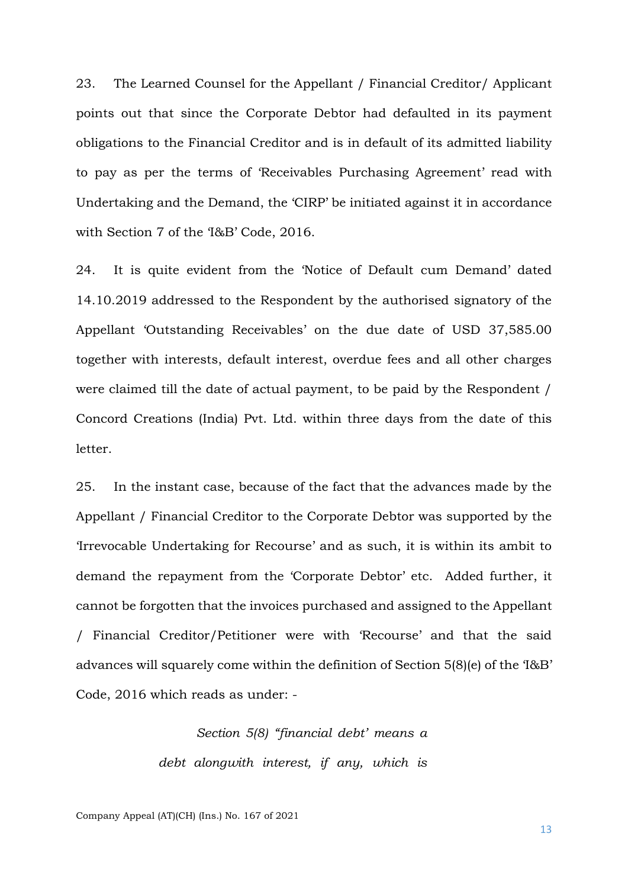23. The Learned Counsel for the Appellant / Financial Creditor/ Applicant points out that since the Corporate Debtor had defaulted in its payment obligations to the Financial Creditor and is in default of its admitted liability to pay as per the terms of 'Receivables Purchasing Agreement' read with Undertaking and the Demand, the 'CIRP' be initiated against it in accordance with Section 7 of the 'I&B' Code, 2016.

24. It is quite evident from the 'Notice of Default cum Demand' dated 14.10.2019 addressed to the Respondent by the authorised signatory of the Appellant 'Outstanding Receivables' on the due date of USD 37,585.00 together with interests, default interest, overdue fees and all other charges were claimed till the date of actual payment, to be paid by the Respondent / Concord Creations (India) Pvt. Ltd. within three days from the date of this letter.

25. In the instant case, because of the fact that the advances made by the Appellant / Financial Creditor to the Corporate Debtor was supported by the 'Irrevocable Undertaking for Recourse' and as such, it is within its ambit to demand the repayment from the 'Corporate Debtor' etc. Added further, it cannot be forgotten that the invoices purchased and assigned to the Appellant / Financial Creditor/Petitioner were with 'Recourse' and that the said advances will squarely come within the definition of Section 5(8)(e) of the 'I&B' Code, 2016 which reads as under: -

> *Section 5(8) "financial debt' means a debt alongwith interest, if any, which is*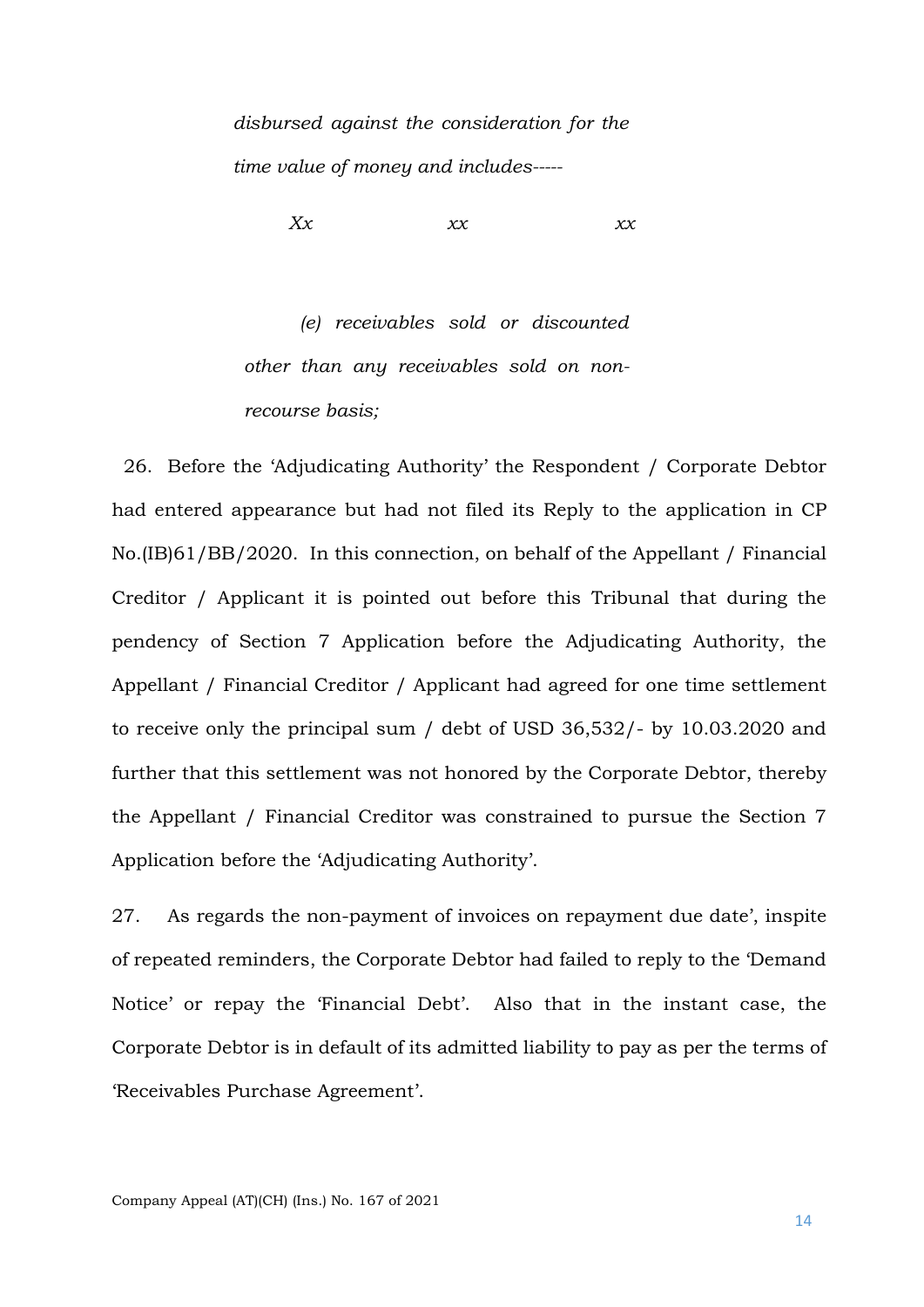*disbursed against the consideration for the time value of money and includes*-----

*Xx xx xx*

*(e) receivables sold or discounted other than any receivables sold on non-recourse basis;*

26. Before the 'Adjudicating Authority' the Respondent / Corporate Debtor had entered appearance but had not filed its Reply to the application in CP No.(IB)61/BB/2020. In this connection, on behalf of the Appellant / Financial Creditor / Applicant it is pointed out before this Tribunal that during the pendency of Section 7 Application before the Adjudicating Authority, the Appellant / Financial Creditor / Applicant had agreed for one time settlement to receive only the principal sum / debt of USD 36,532/- by 10.03.2020 and further that this settlement was not honored by the Corporate Debtor, thereby the Appellant / Financial Creditor was constrained to pursue the Section 7 Application before the 'Adjudicating Authority'.

27. As regards the non-payment of invoices on repayment due date', inspite of repeated reminders, the Corporate Debtor had failed to reply to the 'Demand Notice' or repay the 'Financial Debt'. Also that in the instant case, the Corporate Debtor is in default of its admitted liability to pay as per the terms of 'Receivables Purchase Agreement'.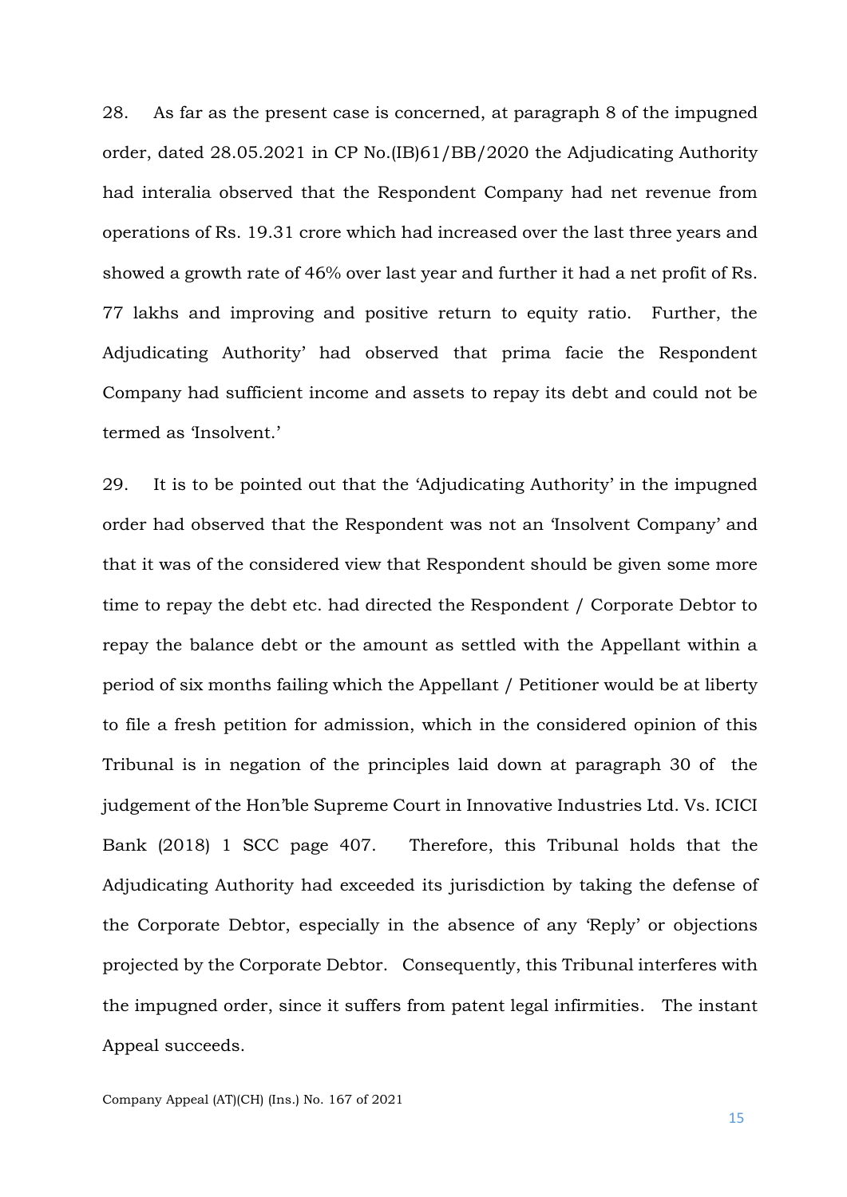28. As far as the present case is concerned, at paragraph 8 of the impugned order, dated 28.05.2021 in CP No.(IB)61/BB/2020 the Adjudicating Authority had interalia observed that the Respondent Company had net revenue from operations of Rs. 19.31 crore which had increased over the last three years and showed a growth rate of 46% over last year and further it had a net profit of Rs. 77 lakhs and improving and positive return to equity ratio. Further, the Adjudicating Authority' had observed that prima facie the Respondent Company had sufficient income and assets to repay its debt and could not be termed as 'Insolvent.'

29. It is to be pointed out that the 'Adjudicating Authority' in the impugned order had observed that the Respondent was not an 'Insolvent Company' and that it was of the considered view that Respondent should be given some more time to repay the debt etc. had directed the Respondent / Corporate Debtor to repay the balance debt or the amount as settled with the Appellant within a period of six months failing which the Appellant / Petitioner would be at liberty to file a fresh petition for admission, which in the considered opinion of this Tribunal is in negation of the principles laid down at paragraph 30 of the judgement of the Hon'ble Supreme Court in Innovative Industries Ltd. Vs. ICICI Bank (2018) 1 SCC page 407. Therefore, this Tribunal holds that the Adjudicating Authority had exceeded its jurisdiction by taking the defense of the Corporate Debtor, especially in the absence of any 'Reply' or objections projected by the Corporate Debtor. Consequently, this Tribunal interferes with the impugned order, since it suffers from patent legal infirmities. The instant Appeal succeeds.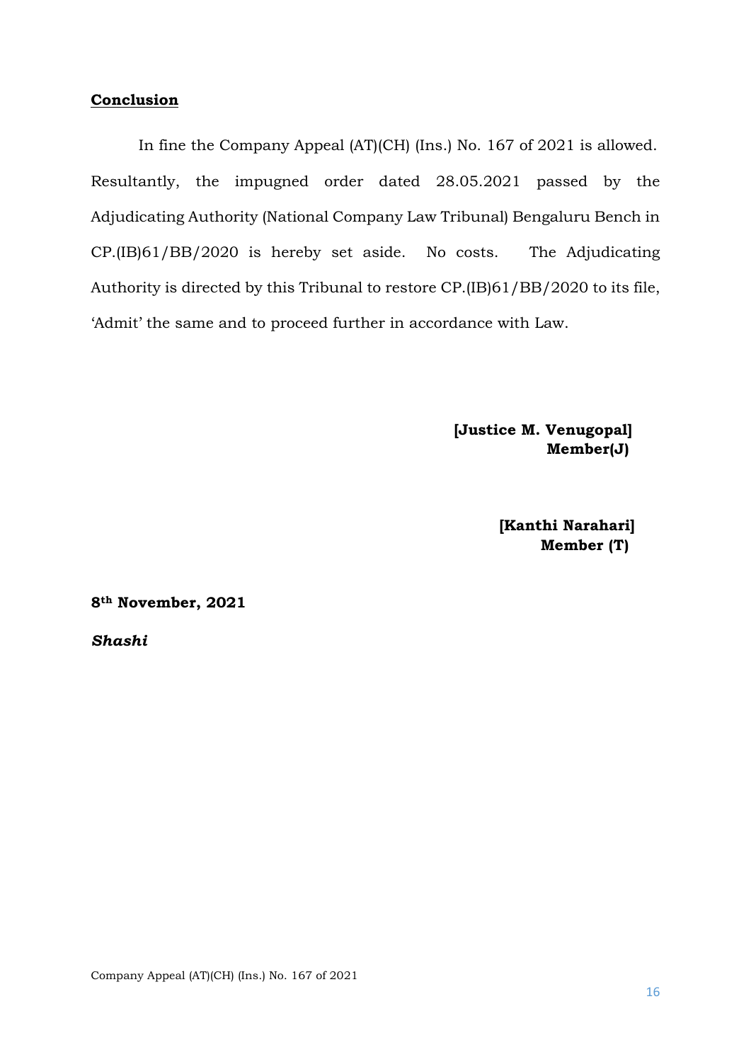**Conclusion**

In fine the Company Appeal (AT)(CH) (Ins.) No. 167 of 2021 is allowed. Resultantly, the impugned order dated 28.05.2021 passed by the Adjudicating Authority (National Company Law Tribunal) Bengaluru Bench in CP.(IB)61/BB/2020 is hereby set aside. No costs. The Adjudicating Authority is directed by this Tribunal to restore CP.(IB)61/BB/2020 to its file, 'Admit' the same and to proceed further in accordance with Law.

**[Justice M. Venugopal]**
**Member(J)**

**[Kanthi Narahari]**
**Member (T)**

**8th November, 2021**

***Shashi***